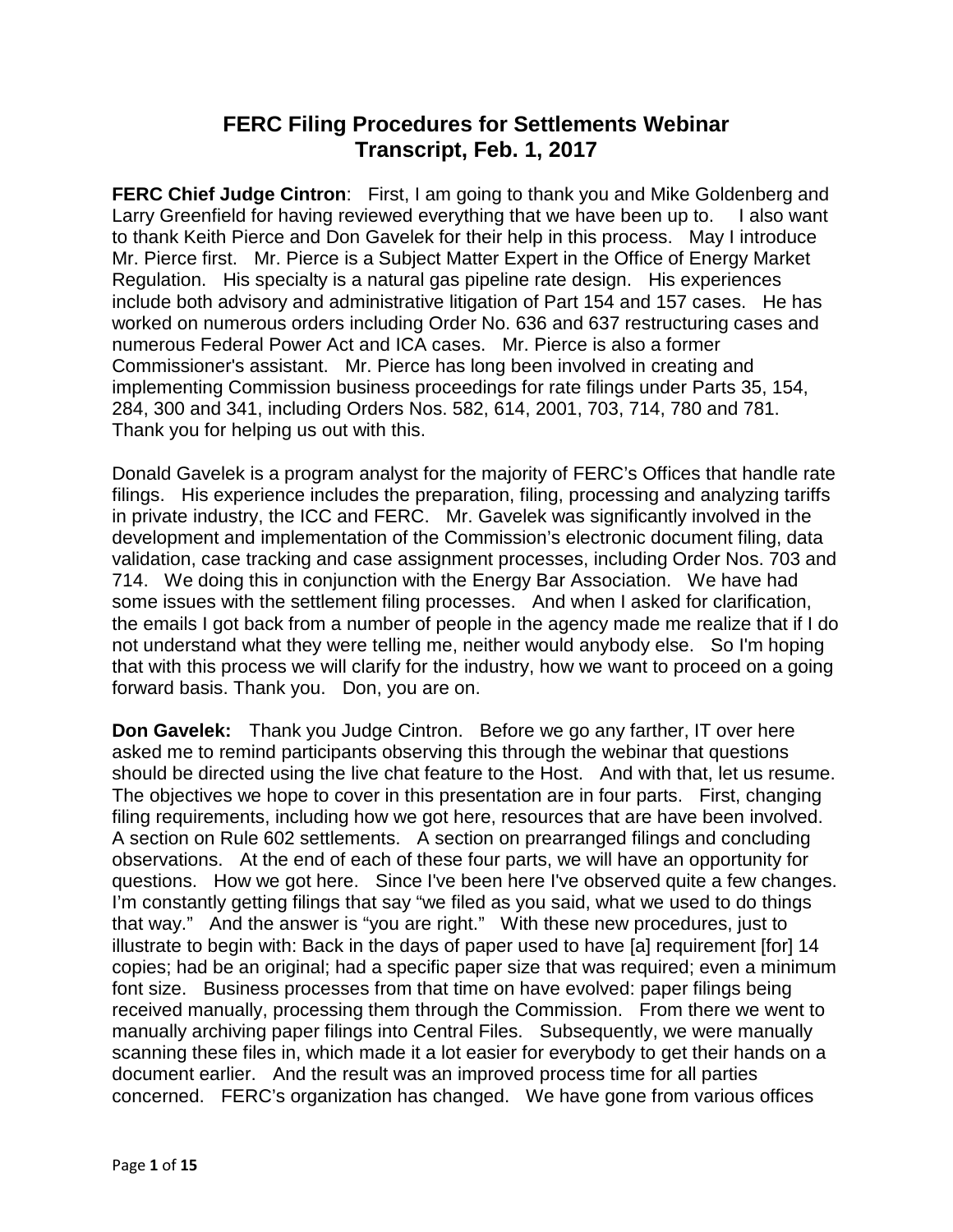# FERC Filing Procedures for Settlements Webinar
# Transcript, Feb. 1, 2017

**FERC Chief Judge Cintron**: First, I am going to thank you and Mike Goldenberg and Larry Greenfield for having reviewed everything that we have been up to. I also want to thank Keith Pierce and Don Gavelek for their help in this process. May I introduce Mr. Pierce first. Mr. Pierce is a Subject Matter Expert in the Office of Energy Market Regulation. His specialty is a natural gas pipeline rate design. His experiences include both advisory and administrative litigation of Part 154 and 157 cases. He has worked on numerous orders including Order No. 636 and 637 restructuring cases and numerous Federal Power Act and ICA cases. Mr. Pierce is also a former Commissioner's assistant. Mr. Pierce has long been involved in creating and implementing Commission business proceedings for rate filings under Parts 35, 154, 284, 300 and 341, including Orders Nos. 582, 614, 2001, 703, 714, 780 and 781. Thank you for helping us out with this.

Donald Gavelek is a program analyst for the majority of FERC's Offices that handle rate filings. His experience includes the preparation, filing, processing and analyzing tariffs in private industry, the ICC and FERC. Mr. Gavelek was significantly involved in the development and implementation of the Commission's electronic document filing, data validation, case tracking and case assignment processes, including Order Nos. 703 and 714. We doing this in conjunction with the Energy Bar Association. We have had some issues with the settlement filing processes. And when I asked for clarification, the emails I got back from a number of people in the agency made me realize that if I do not understand what they were telling me, neither would anybody else. So I'm hoping that with this process we will clarify for the industry, how we want to proceed on a going forward basis. Thank you. Don, you are on.

**Don Gavelek:** Thank you Judge Cintron. Before we go any farther, IT over here asked me to remind participants observing this through the webinar that questions should be directed using the live chat feature to the Host. And with that, let us resume. The objectives we hope to cover in this presentation are in four parts. First, changing filing requirements, including how we got here, resources that are have been involved. A section on Rule 602 settlements. A section on prearranged filings and concluding observations. At the end of each of these four parts, we will have an opportunity for questions. How we got here. Since I've been here I've observed quite a few changes. I'm constantly getting filings that say "we filed as you said, what we used to do things that way." And the answer is "you are right." With these new procedures, just to illustrate to begin with: Back in the days of paper used to have [a] requirement [for] 14 copies; had be an original; had a specific paper size that was required; even a minimum font size. Business processes from that time on have evolved: paper filings being received manually, processing them through the Commission. From there we went to manually archiving paper filings into Central Files. Subsequently, we were manually scanning these files in, which made it a lot easier for everybody to get their hands on a document earlier. And the result was an improved process time for all parties concerned. FERC's organization has changed. We have gone from various offices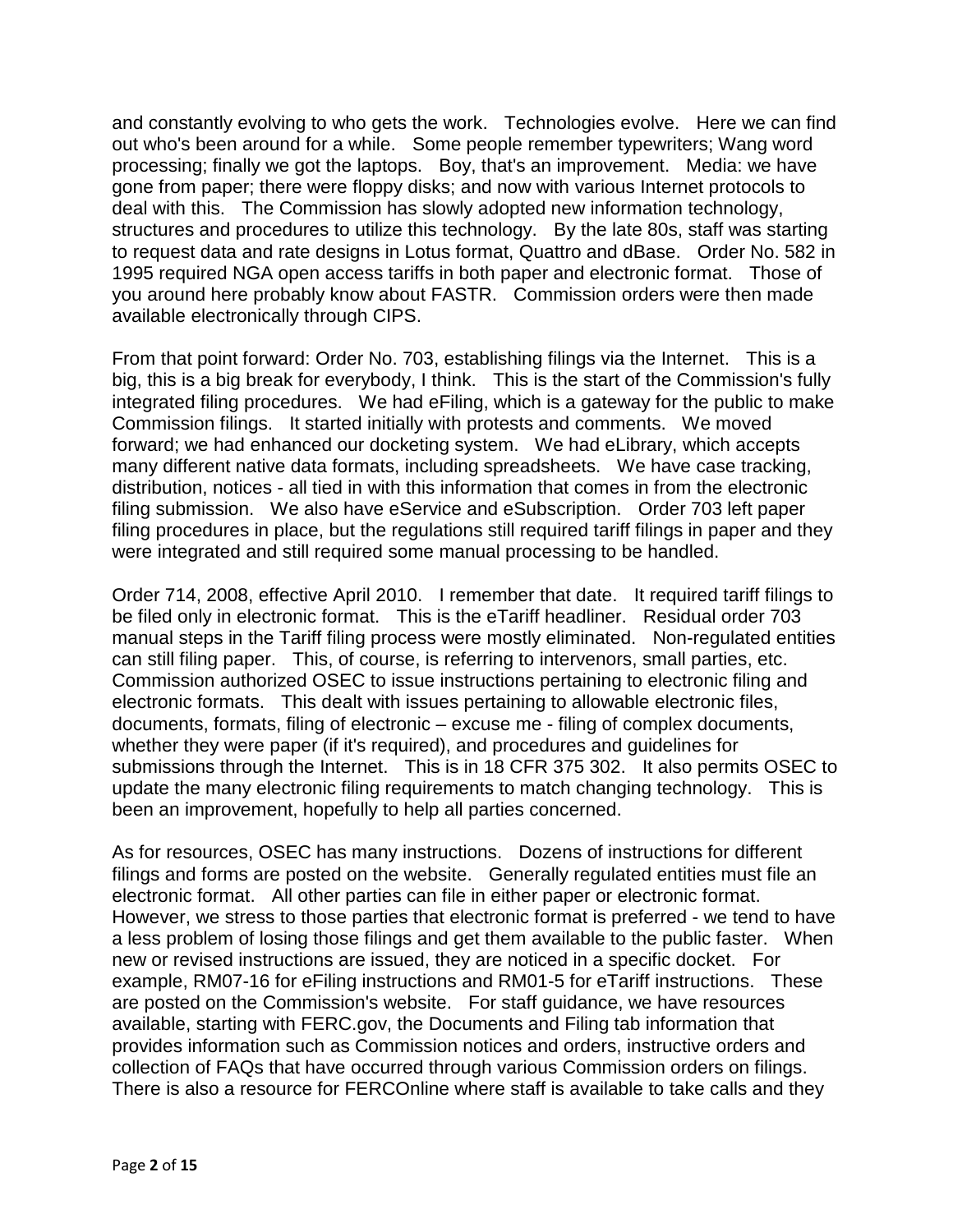and constantly evolving to who gets the work. Technologies evolve. Here we can find out who's been around for a while. Some people remember typewriters; Wang word processing; finally we got the laptops. Boy, that's an improvement. Media: we have gone from paper; there were floppy disks; and now with various Internet protocols to deal with this. The Commission has slowly adopted new information technology, structures and procedures to utilize this technology. By the late 80s, staff was starting to request data and rate designs in Lotus format, Quattro and dBase. Order No. 582 in 1995 required NGA open access tariffs in both paper and electronic format. Those of you around here probably know about FASTR. Commission orders were then made available electronically through CIPS.

From that point forward: Order No. 703, establishing filings via the Internet. This is a big, this is a big break for everybody, I think. This is the start of the Commission's fully integrated filing procedures. We had eFiling, which is a gateway for the public to make Commission filings. It started initially with protests and comments. We moved forward; we had enhanced our docketing system. We had eLibrary, which accepts many different native data formats, including spreadsheets. We have case tracking, distribution, notices - all tied in with this information that comes in from the electronic filing submission. We also have eService and eSubscription. Order 703 left paper filing procedures in place, but the regulations still required tariff filings in paper and they were integrated and still required some manual processing to be handled.

Order 714, 2008, effective April 2010. I remember that date. It required tariff filings to be filed only in electronic format. This is the eTariff headliner. Residual order 703 manual steps in the Tariff filing process were mostly eliminated. Non-regulated entities can still filing paper. This, of course, is referring to intervenors, small parties, etc. Commission authorized OSEC to issue instructions pertaining to electronic filing and electronic formats. This dealt with issues pertaining to allowable electronic files, documents, formats, filing of electronic – excuse me - filing of complex documents, whether they were paper (if it's required), and procedures and guidelines for submissions through the Internet. This is in 18 CFR 375 302. It also permits OSEC to update the many electronic filing requirements to match changing technology. This is been an improvement, hopefully to help all parties concerned.

As for resources, OSEC has many instructions. Dozens of instructions for different filings and forms are posted on the website. Generally regulated entities must file an electronic format. All other parties can file in either paper or electronic format. However, we stress to those parties that electronic format is preferred - we tend to have a less problem of losing those filings and get them available to the public faster. When new or revised instructions are issued, they are noticed in a specific docket. For example, RM07-16 for eFiling instructions and RM01-5 for eTariff instructions. These are posted on the Commission's website. For staff guidance, we have resources available, starting with FERC.gov, the Documents and Filing tab information that provides information such as Commission notices and orders, instructive orders and collection of FAQs that have occurred through various Commission orders on filings. There is also a resource for FERCOnline where staff is available to take calls and they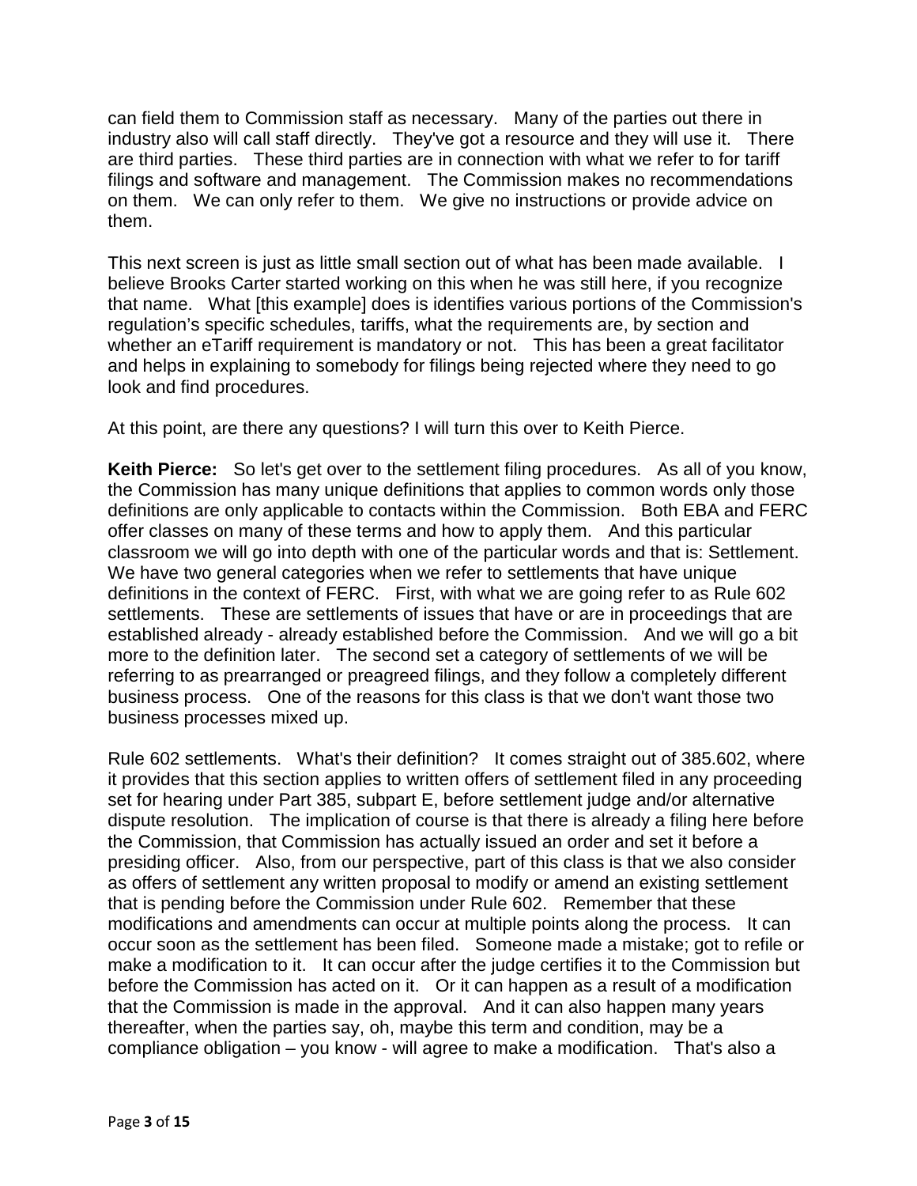can field them to Commission staff as necessary. Many of the parties out there in industry also will call staff directly. They've got a resource and they will use it. There are third parties. These third parties are in connection with what we refer to for tariff filings and software and management. The Commission makes no recommendations on them. We can only refer to them. We give no instructions or provide advice on them.

This next screen is just as little small section out of what has been made available. I believe Brooks Carter started working on this when he was still here, if you recognize that name. What [this example] does is identifies various portions of the Commission's regulation's specific schedules, tariffs, what the requirements are, by section and whether an eTariff requirement is mandatory or not. This has been a great facilitator and helps in explaining to somebody for filings being rejected where they need to go look and find procedures.

At this point, are there any questions? I will turn this over to Keith Pierce.

**Keith Pierce:** So let's get over to the settlement filing procedures. As all of you know, the Commission has many unique definitions that applies to common words only those definitions are only applicable to contacts within the Commission. Both EBA and FERC offer classes on many of these terms and how to apply them. And this particular classroom we will go into depth with one of the particular words and that is: Settlement. We have two general categories when we refer to settlements that have unique definitions in the context of FERC. First, with what we are going refer to as Rule 602 settlements. These are settlements of issues that have or are in proceedings that are established already - already established before the Commission. And we will go a bit more to the definition later. The second set a category of settlements of we will be referring to as prearranged or preagreed filings, and they follow a completely different business process. One of the reasons for this class is that we don't want those two business processes mixed up.

Rule 602 settlements. What's their definition? It comes straight out of 385.602, where it provides that this section applies to written offers of settlement filed in any proceeding set for hearing under Part 385, subpart E, before settlement judge and/or alternative dispute resolution. The implication of course is that there is already a filing here before the Commission, that Commission has actually issued an order and set it before a presiding officer. Also, from our perspective, part of this class is that we also consider as offers of settlement any written proposal to modify or amend an existing settlement that is pending before the Commission under Rule 602. Remember that these modifications and amendments can occur at multiple points along the process. It can occur soon as the settlement has been filed. Someone made a mistake; got to refile or make a modification to it. It can occur after the judge certifies it to the Commission but before the Commission has acted on it. Or it can happen as a result of a modification that the Commission is made in the approval. And it can also happen many years thereafter, when the parties say, oh, maybe this term and condition, may be a compliance obligation – you know - will agree to make a modification. That's also a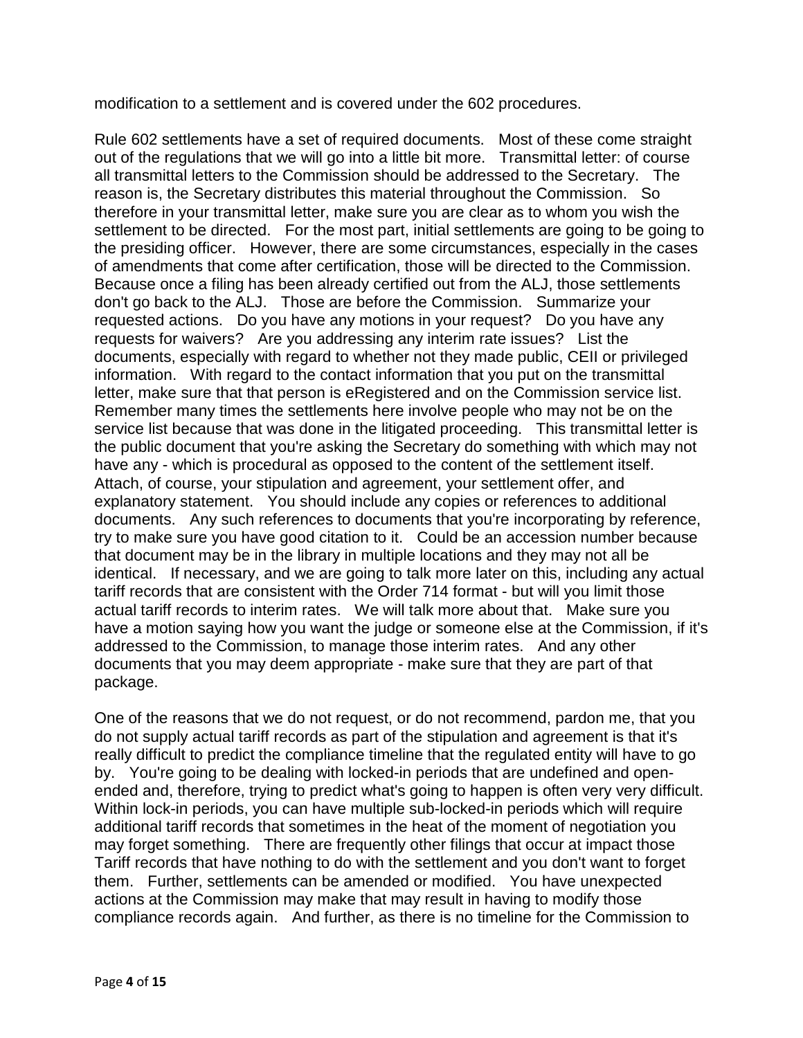modification to a settlement and is covered under the 602 procedures.

Rule 602 settlements have a set of required documents. Most of these come straight out of the regulations that we will go into a little bit more. Transmittal letter: of course all transmittal letters to the Commission should be addressed to the Secretary. The reason is, the Secretary distributes this material throughout the Commission. So therefore in your transmittal letter, make sure you are clear as to whom you wish the settlement to be directed. For the most part, initial settlements are going to be going to the presiding officer. However, there are some circumstances, especially in the cases of amendments that come after certification, those will be directed to the Commission. Because once a filing has been already certified out from the ALJ, those settlements don't go back to the ALJ. Those are before the Commission. Summarize your requested actions. Do you have any motions in your request? Do you have any requests for waivers? Are you addressing any interim rate issues? List the documents, especially with regard to whether not they made public, CEII or privileged information. With regard to the contact information that you put on the transmittal letter, make sure that that person is eRegistered and on the Commission service list. Remember many times the settlements here involve people who may not be on the service list because that was done in the litigated proceeding. This transmittal letter is the public document that you're asking the Secretary do something with which may not have any - which is procedural as opposed to the content of the settlement itself. Attach, of course, your stipulation and agreement, your settlement offer, and explanatory statement. You should include any copies or references to additional documents. Any such references to documents that you're incorporating by reference, try to make sure you have good citation to it. Could be an accession number because that document may be in the library in multiple locations and they may not all be identical. If necessary, and we are going to talk more later on this, including any actual tariff records that are consistent with the Order 714 format - but will you limit those actual tariff records to interim rates. We will talk more about that. Make sure you have a motion saying how you want the judge or someone else at the Commission, if it's addressed to the Commission, to manage those interim rates. And any other documents that you may deem appropriate - make sure that they are part of that package.

One of the reasons that we do not request, or do not recommend, pardon me, that you do not supply actual tariff records as part of the stipulation and agreement is that it's really difficult to predict the compliance timeline that the regulated entity will have to go by. You're going to be dealing with locked-in periods that are undefined and open-ended and, therefore, trying to predict what's going to happen is often very very difficult. Within lock-in periods, you can have multiple sub-locked-in periods which will require additional tariff records that sometimes in the heat of the moment of negotiation you may forget something. There are frequently other filings that occur at impact those Tariff records that have nothing to do with the settlement and you don't want to forget them. Further, settlements can be amended or modified. You have unexpected actions at the Commission may make that may result in having to modify those compliance records again. And further, as there is no timeline for the Commission to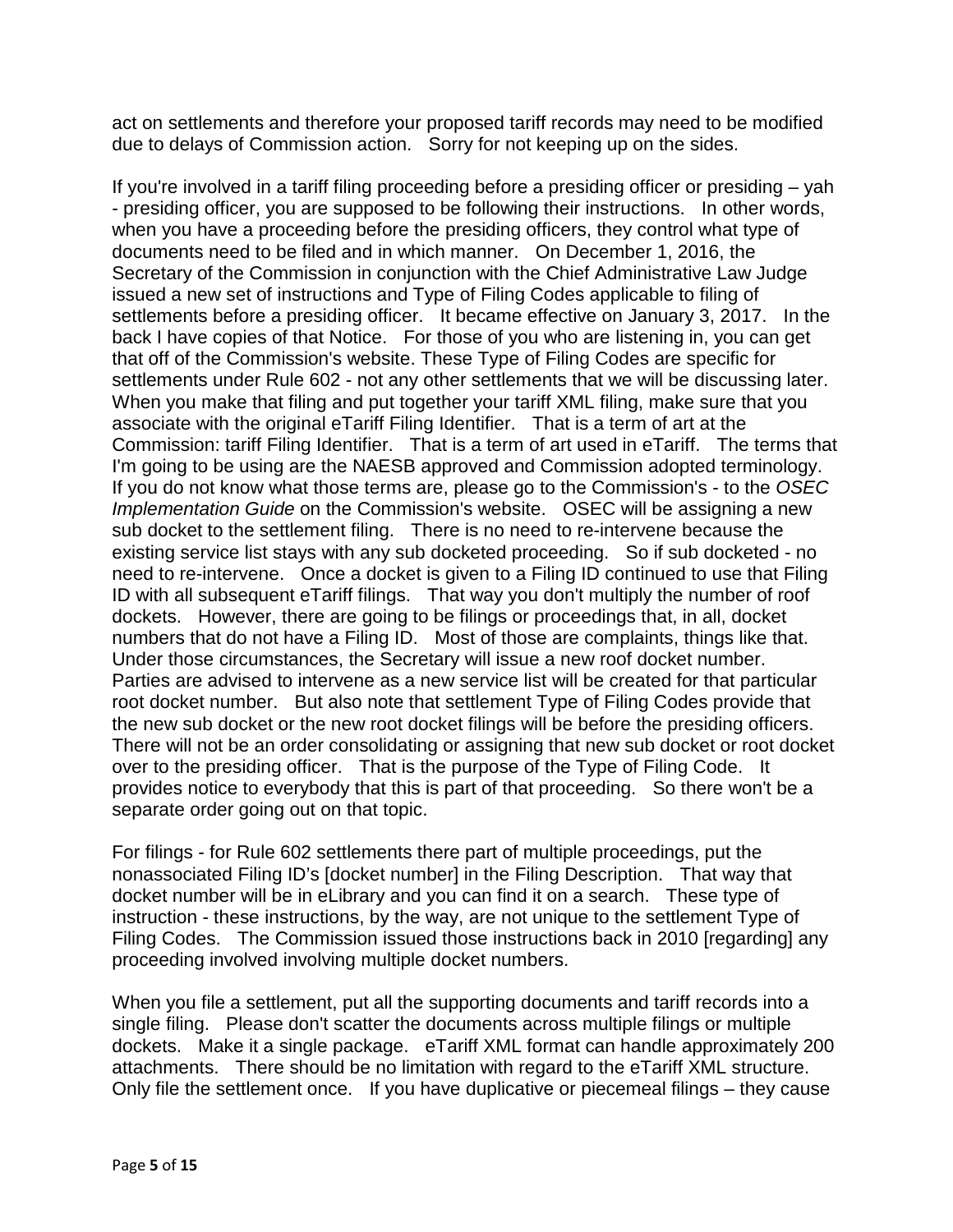act on settlements and therefore your proposed tariff records may need to be modified due to delays of Commission action. Sorry for not keeping up on the sides.

If you're involved in a tariff filing proceeding before a presiding officer or presiding – yah - presiding officer, you are supposed to be following their instructions. In other words, when you have a proceeding before the presiding officers, they control what type of documents need to be filed and in which manner. On December 1, 2016, the Secretary of the Commission in conjunction with the Chief Administrative Law Judge issued a new set of instructions and Type of Filing Codes applicable to filing of settlements before a presiding officer. It became effective on January 3, 2017. In the back I have copies of that Notice. For those of you who are listening in, you can get that off of the Commission's website. These Type of Filing Codes are specific for settlements under Rule 602 - not any other settlements that we will be discussing later. When you make that filing and put together your tariff XML filing, make sure that you associate with the original eTariff Filing Identifier. That is a term of art at the Commission: tariff Filing Identifier. That is a term of art used in eTariff. The terms that I'm going to be using are the NAESB approved and Commission adopted terminology. If you do not know what those terms are, please go to the Commission's - to the *OSEC Implementation Guide* on the Commission's website. OSEC will be assigning a new sub docket to the settlement filing. There is no need to re-intervene because the existing service list stays with any sub docketed proceeding. So if sub docketed - no need to re-intervene. Once a docket is given to a Filing ID continued to use that Filing ID with all subsequent eTariff filings. That way you don't multiply the number of roof dockets. However, there are going to be filings or proceedings that, in all, docket numbers that do not have a Filing ID. Most of those are complaints, things like that. Under those circumstances, the Secretary will issue a new roof docket number. Parties are advised to intervene as a new service list will be created for that particular root docket number. But also note that settlement Type of Filing Codes provide that the new sub docket or the new root docket filings will be before the presiding officers. There will not be an order consolidating or assigning that new sub docket or root docket over to the presiding officer. That is the purpose of the Type of Filing Code. It provides notice to everybody that this is part of that proceeding. So there won't be a separate order going out on that topic.

For filings - for Rule 602 settlements there part of multiple proceedings, put the nonassociated Filing ID's [docket number] in the Filing Description. That way that docket number will be in eLibrary and you can find it on a search. These type of instruction - these instructions, by the way, are not unique to the settlement Type of Filing Codes. The Commission issued those instructions back in 2010 [regarding] any proceeding involved involving multiple docket numbers.

When you file a settlement, put all the supporting documents and tariff records into a single filing. Please don't scatter the documents across multiple filings or multiple dockets. Make it a single package. eTariff XML format can handle approximately 200 attachments. There should be no limitation with regard to the eTariff XML structure. Only file the settlement once. If you have duplicative or piecemeal filings – they cause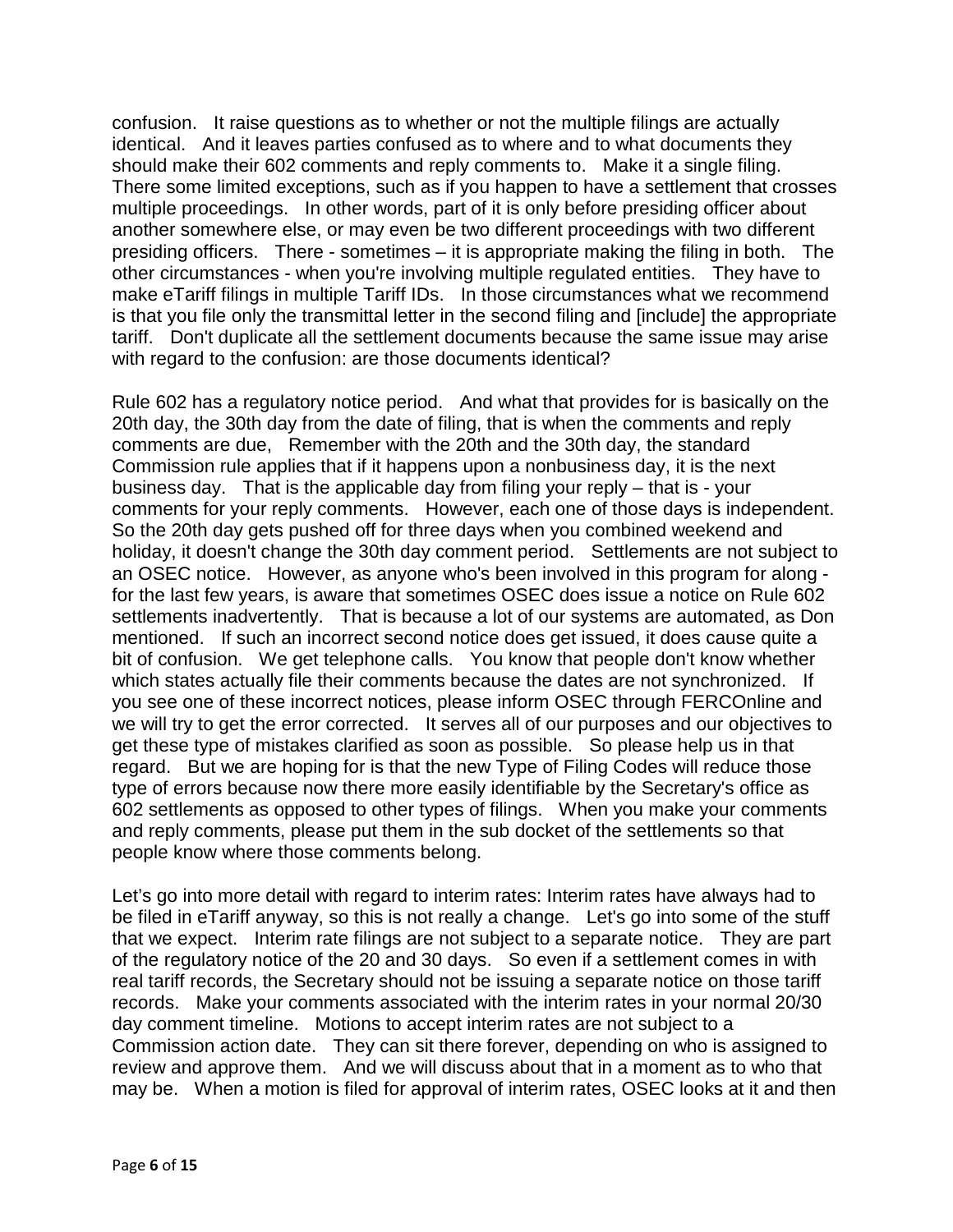confusion. It raise questions as to whether or not the multiple filings are actually identical. And it leaves parties confused as to where and to what documents they should make their 602 comments and reply comments to. Make it a single filing. There some limited exceptions, such as if you happen to have a settlement that crosses multiple proceedings. In other words, part of it is only before presiding officer about another somewhere else, or may even be two different proceedings with two different presiding officers. There - sometimes – it is appropriate making the filing in both. The other circumstances - when you're involving multiple regulated entities. They have to make eTariff filings in multiple Tariff IDs. In those circumstances what we recommend is that you file only the transmittal letter in the second filing and [include] the appropriate tariff. Don't duplicate all the settlement documents because the same issue may arise with regard to the confusion: are those documents identical?

Rule 602 has a regulatory notice period. And what that provides for is basically on the 20th day, the 30th day from the date of filing, that is when the comments and reply comments are due, Remember with the 20th and the 30th day, the standard Commission rule applies that if it happens upon a nonbusiness day, it is the next business day. That is the applicable day from filing your reply – that is - your comments for your reply comments. However, each one of those days is independent. So the 20th day gets pushed off for three days when you combined weekend and holiday, it doesn't change the 30th day comment period. Settlements are not subject to an OSEC notice. However, as anyone who's been involved in this program for along - for the last few years, is aware that sometimes OSEC does issue a notice on Rule 602 settlements inadvertently. That is because a lot of our systems are automated, as Don mentioned. If such an incorrect second notice does get issued, it does cause quite a bit of confusion. We get telephone calls. You know that people don't know whether which states actually file their comments because the dates are not synchronized. If you see one of these incorrect notices, please inform OSEC through FERCOnline and we will try to get the error corrected. It serves all of our purposes and our objectives to get these type of mistakes clarified as soon as possible. So please help us in that regard. But we are hoping for is that the new Type of Filing Codes will reduce those type of errors because now there more easily identifiable by the Secretary's office as 602 settlements as opposed to other types of filings. When you make your comments and reply comments, please put them in the sub docket of the settlements so that people know where those comments belong.

Let's go into more detail with regard to interim rates: Interim rates have always had to be filed in eTariff anyway, so this is not really a change. Let's go into some of the stuff that we expect. Interim rate filings are not subject to a separate notice. They are part of the regulatory notice of the 20 and 30 days. So even if a settlement comes in with real tariff records, the Secretary should not be issuing a separate notice on those tariff records. Make your comments associated with the interim rates in your normal 20/30 day comment timeline. Motions to accept interim rates are not subject to a Commission action date. They can sit there forever, depending on who is assigned to review and approve them. And we will discuss about that in a moment as to who that may be. When a motion is filed for approval of interim rates, OSEC looks at it and then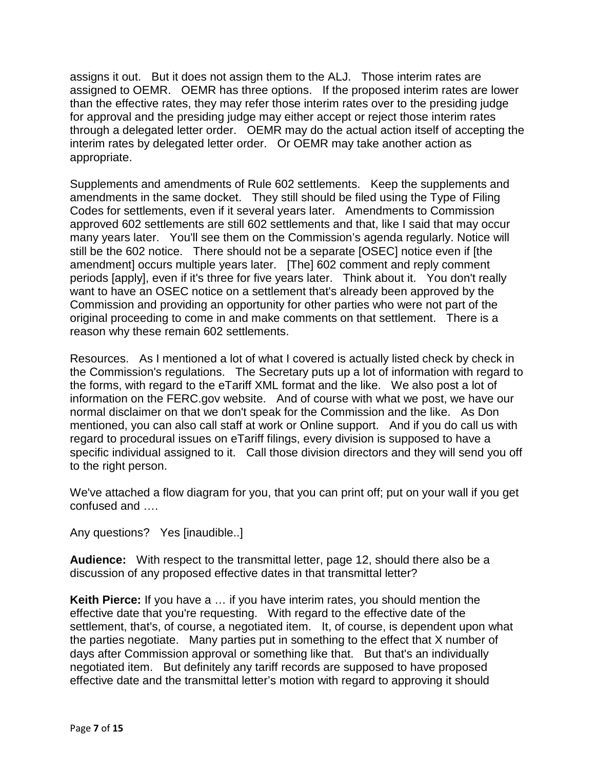assigns it out. But it does not assign them to the ALJ. Those interim rates are assigned to OEMR. OEMR has three options. If the proposed interim rates are lower than the effective rates, they may refer those interim rates over to the presiding judge for approval and the presiding judge may either accept or reject those interim rates through a delegated letter order. OEMR may do the actual action itself of accepting the interim rates by delegated letter order. Or OEMR may take another action as appropriate.

Supplements and amendments of Rule 602 settlements. Keep the supplements and amendments in the same docket. They still should be filed using the Type of Filing Codes for settlements, even if it several years later. Amendments to Commission approved 602 settlements are still 602 settlements and that, like I said that may occur many years later. You'll see them on the Commission's agenda regularly. Notice will still be the 602 notice. There should not be a separate [OSEC] notice even if [the amendment] occurs multiple years later. [The] 602 comment and reply comment periods [apply], even if it's three for five years later. Think about it. You don't really want to have an OSEC notice on a settlement that's already been approved by the Commission and providing an opportunity for other parties who were not part of the original proceeding to come in and make comments on that settlement. There is a reason why these remain 602 settlements.

Resources. As I mentioned a lot of what I covered is actually listed check by check in the Commission's regulations. The Secretary puts up a lot of information with regard to the forms, with regard to the eTariff XML format and the like. We also post a lot of information on the FERC.gov website. And of course with what we post, we have our normal disclaimer on that we don't speak for the Commission and the like. As Don mentioned, you can also call staff at work or Online support. And if you do call us with regard to procedural issues on eTariff filings, every division is supposed to have a specific individual assigned to it. Call those division directors and they will send you off to the right person.

We've attached a flow diagram for you, that you can print off; put on your wall if you get confused and ….

Any questions? Yes [inaudible..]

**Audience:** With respect to the transmittal letter, page 12, should there also be a discussion of any proposed effective dates in that transmittal letter?

**Keith Pierce:** If you have a … if you have interim rates, you should mention the effective date that you're requesting. With regard to the effective date of the settlement, that's, of course, a negotiated item. It, of course, is dependent upon what the parties negotiate. Many parties put in something to the effect that X number of days after Commission approval or something like that. But that's an individually negotiated item. But definitely any tariff records are supposed to have proposed effective date and the transmittal letter's motion with regard to approving it should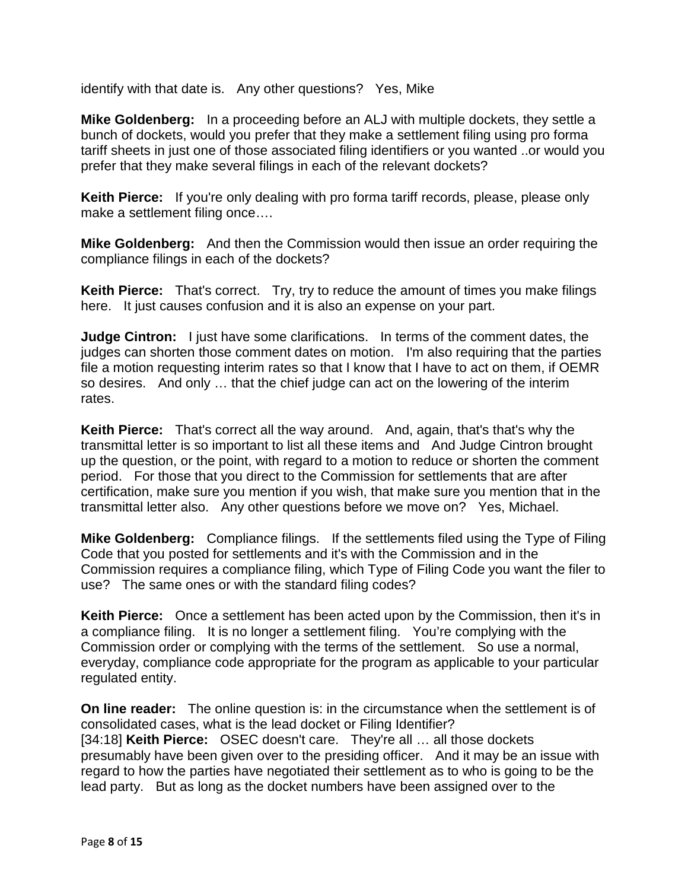identify with that date is. Any other questions? Yes, Mike

**Mike Goldenberg:** In a proceeding before an ALJ with multiple dockets, they settle a bunch of dockets, would you prefer that they make a settlement filing using pro forma tariff sheets in just one of those associated filing identifiers or you wanted ..or would you prefer that they make several filings in each of the relevant dockets?

**Keith Pierce:** If you're only dealing with pro forma tariff records, please, please only make a settlement filing once….

**Mike Goldenberg:** And then the Commission would then issue an order requiring the compliance filings in each of the dockets?

**Keith Pierce:** That's correct. Try, try to reduce the amount of times you make filings here. It just causes confusion and it is also an expense on your part.

**Judge Cintron:** I just have some clarifications. In terms of the comment dates, the judges can shorten those comment dates on motion. I'm also requiring that the parties file a motion requesting interim rates so that I know that I have to act on them, if OEMR so desires. And only … that the chief judge can act on the lowering of the interim rates.

**Keith Pierce:** That's correct all the way around. And, again, that's that's why the transmittal letter is so important to list all these items and And Judge Cintron brought up the question, or the point, with regard to a motion to reduce or shorten the comment period. For those that you direct to the Commission for settlements that are after certification, make sure you mention if you wish, that make sure you mention that in the transmittal letter also. Any other questions before we move on? Yes, Michael.

**Mike Goldenberg:** Compliance filings. If the settlements filed using the Type of Filing Code that you posted for settlements and it's with the Commission and in the Commission requires a compliance filing, which Type of Filing Code you want the filer to use? The same ones or with the standard filing codes?

**Keith Pierce:** Once a settlement has been acted upon by the Commission, then it's in a compliance filing. It is no longer a settlement filing. You're complying with the Commission order or complying with the terms of the settlement. So use a normal, everyday, compliance code appropriate for the program as applicable to your particular regulated entity.

**On line reader:** The online question is: in the circumstance when the settlement is of consolidated cases, what is the lead docket or Filing Identifier?
[34:18] **Keith Pierce:** OSEC doesn't care. They're all … all those dockets presumably have been given over to the presiding officer. And it may be an issue with regard to how the parties have negotiated their settlement as to who is going to be the lead party. But as long as the docket numbers have been assigned over to the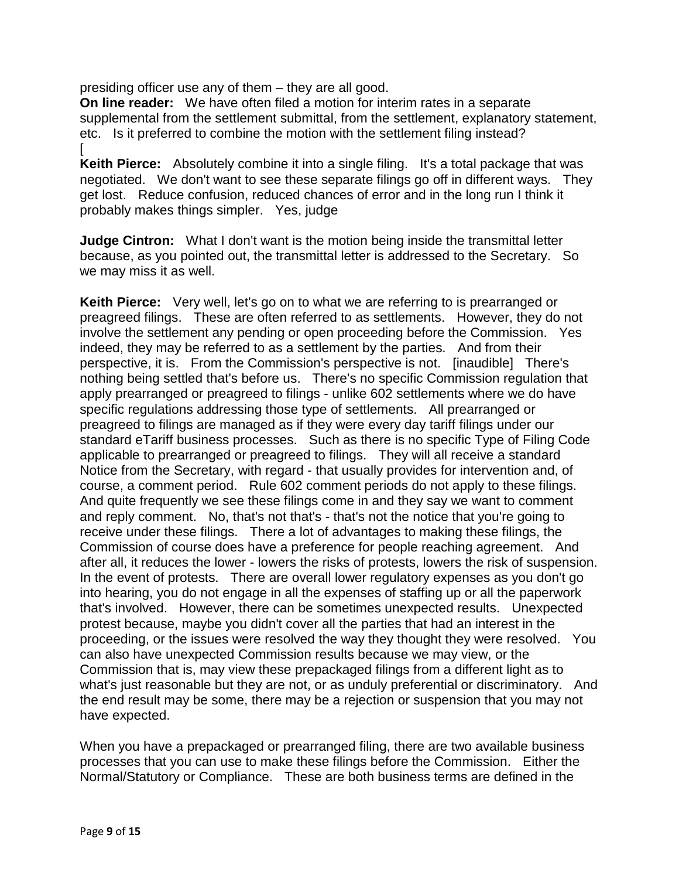presiding officer use any of them – they are all good.

**On line reader:** We have often filed a motion for interim rates in a separate supplemental from the settlement submittal, from the settlement, explanatory statement, etc. Is it preferred to combine the motion with the settlement filing instead?
[

**Keith Pierce:** Absolutely combine it into a single filing. It's a total package that was negotiated. We don't want to see these separate filings go off in different ways. They get lost. Reduce confusion, reduced chances of error and in the long run I think it probably makes things simpler. Yes, judge

**Judge Cintron:** What I don't want is the motion being inside the transmittal letter because, as you pointed out, the transmittal letter is addressed to the Secretary. So we may miss it as well.

**Keith Pierce:** Very well, let's go on to what we are referring to is prearranged or preagreed filings. These are often referred to as settlements. However, they do not involve the settlement any pending or open proceeding before the Commission. Yes indeed, they may be referred to as a settlement by the parties. And from their perspective, it is. From the Commission's perspective is not. [inaudible] There's nothing being settled that's before us. There's no specific Commission regulation that apply prearranged or preagreed to filings - unlike 602 settlements where we do have specific regulations addressing those type of settlements. All prearranged or preagreed to filings are managed as if they were every day tariff filings under our standard eTariff business processes. Such as there is no specific Type of Filing Code applicable to prearranged or preagreed to filings. They will all receive a standard Notice from the Secretary, with regard - that usually provides for intervention and, of course, a comment period. Rule 602 comment periods do not apply to these filings. And quite frequently we see these filings come in and they say we want to comment and reply comment. No, that's not that's - that's not the notice that you're going to receive under these filings. There a lot of advantages to making these filings, the Commission of course does have a preference for people reaching agreement. And after all, it reduces the lower - lowers the risks of protests, lowers the risk of suspension. In the event of protests. There are overall lower regulatory expenses as you don't go into hearing, you do not engage in all the expenses of staffing up or all the paperwork that's involved. However, there can be sometimes unexpected results. Unexpected protest because, maybe you didn't cover all the parties that had an interest in the proceeding, or the issues were resolved the way they thought they were resolved. You can also have unexpected Commission results because we may view, or the Commission that is, may view these prepackaged filings from a different light as to what's just reasonable but they are not, or as unduly preferential or discriminatory. And the end result may be some, there may be a rejection or suspension that you may not have expected.

When you have a prepackaged or prearranged filing, there are two available business processes that you can use to make these filings before the Commission. Either the Normal/Statutory or Compliance. These are both business terms are defined in the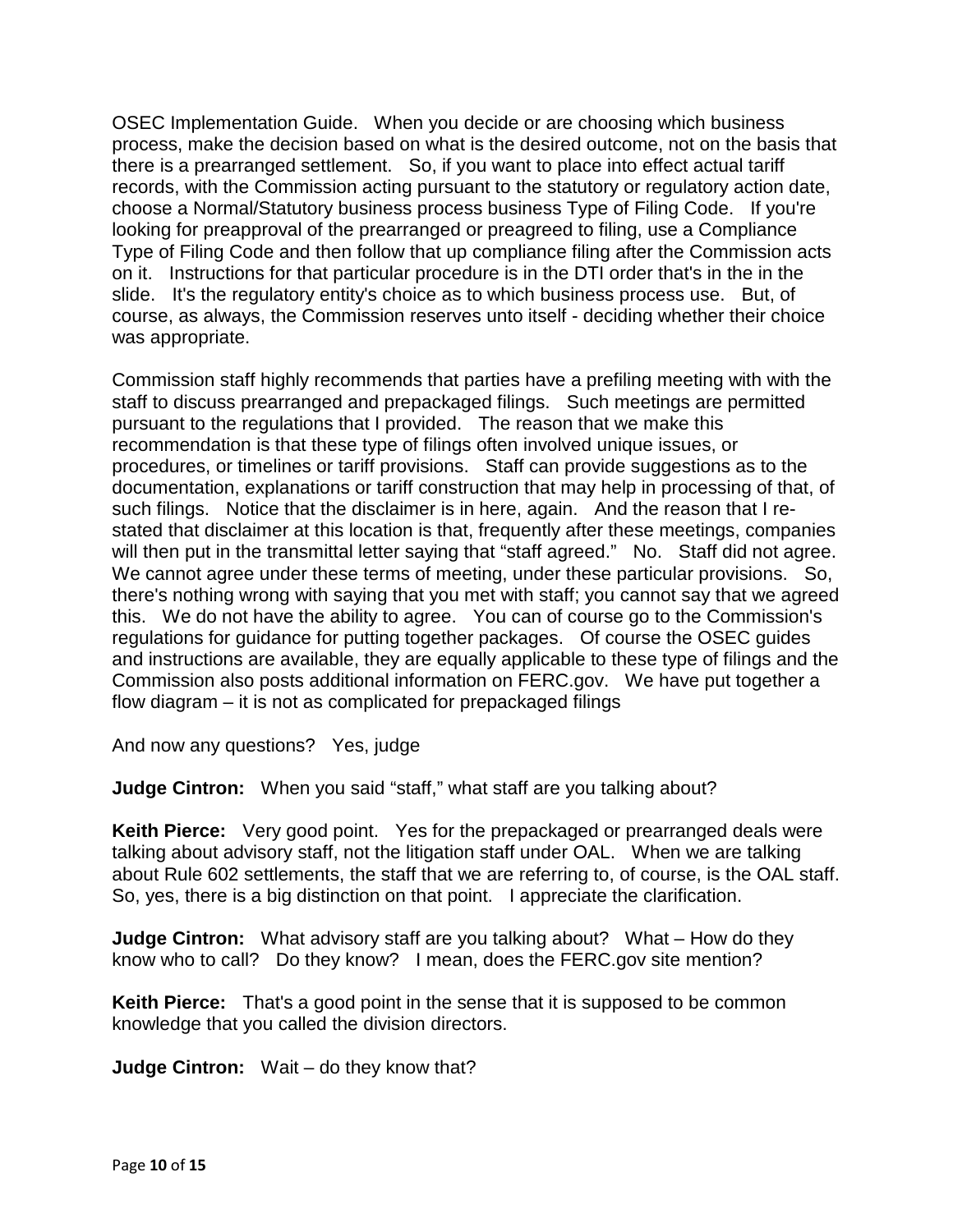OSEC Implementation Guide. When you decide or are choosing which business process, make the decision based on what is the desired outcome, not on the basis that there is a prearranged settlement. So, if you want to place into effect actual tariff records, with the Commission acting pursuant to the statutory or regulatory action date, choose a Normal/Statutory business process business Type of Filing Code. If you're looking for preapproval of the prearranged or preagreed to filing, use a Compliance Type of Filing Code and then follow that up compliance filing after the Commission acts on it. Instructions for that particular procedure is in the DTI order that's in the in the slide. It's the regulatory entity's choice as to which business process use. But, of course, as always, the Commission reserves unto itself - deciding whether their choice was appropriate.

Commission staff highly recommends that parties have a prefiling meeting with with the staff to discuss prearranged and prepackaged filings. Such meetings are permitted pursuant to the regulations that I provided. The reason that we make this recommendation is that these type of filings often involved unique issues, or procedures, or timelines or tariff provisions. Staff can provide suggestions as to the documentation, explanations or tariff construction that may help in processing of that, of such filings. Notice that the disclaimer is in here, again. And the reason that I re-stated that disclaimer at this location is that, frequently after these meetings, companies will then put in the transmittal letter saying that "staff agreed." No. Staff did not agree. We cannot agree under these terms of meeting, under these particular provisions. So, there's nothing wrong with saying that you met with staff; you cannot say that we agreed this. We do not have the ability to agree. You can of course go to the Commission's regulations for guidance for putting together packages. Of course the OSEC guides and instructions are available, they are equally applicable to these type of filings and the Commission also posts additional information on FERC.gov. We have put together a flow diagram – it is not as complicated for prepackaged filings

And now any questions? Yes, judge

**Judge Cintron:** When you said "staff," what staff are you talking about?

**Keith Pierce:** Very good point. Yes for the prepackaged or prearranged deals were talking about advisory staff, not the litigation staff under OAL. When we are talking about Rule 602 settlements, the staff that we are referring to, of course, is the OAL staff. So, yes, there is a big distinction on that point. I appreciate the clarification.

**Judge Cintron:** What advisory staff are you talking about? What – How do they know who to call? Do they know? I mean, does the FERC.gov site mention?

**Keith Pierce:** That's a good point in the sense that it is supposed to be common knowledge that you called the division directors.

**Judge Cintron:** Wait – do they know that?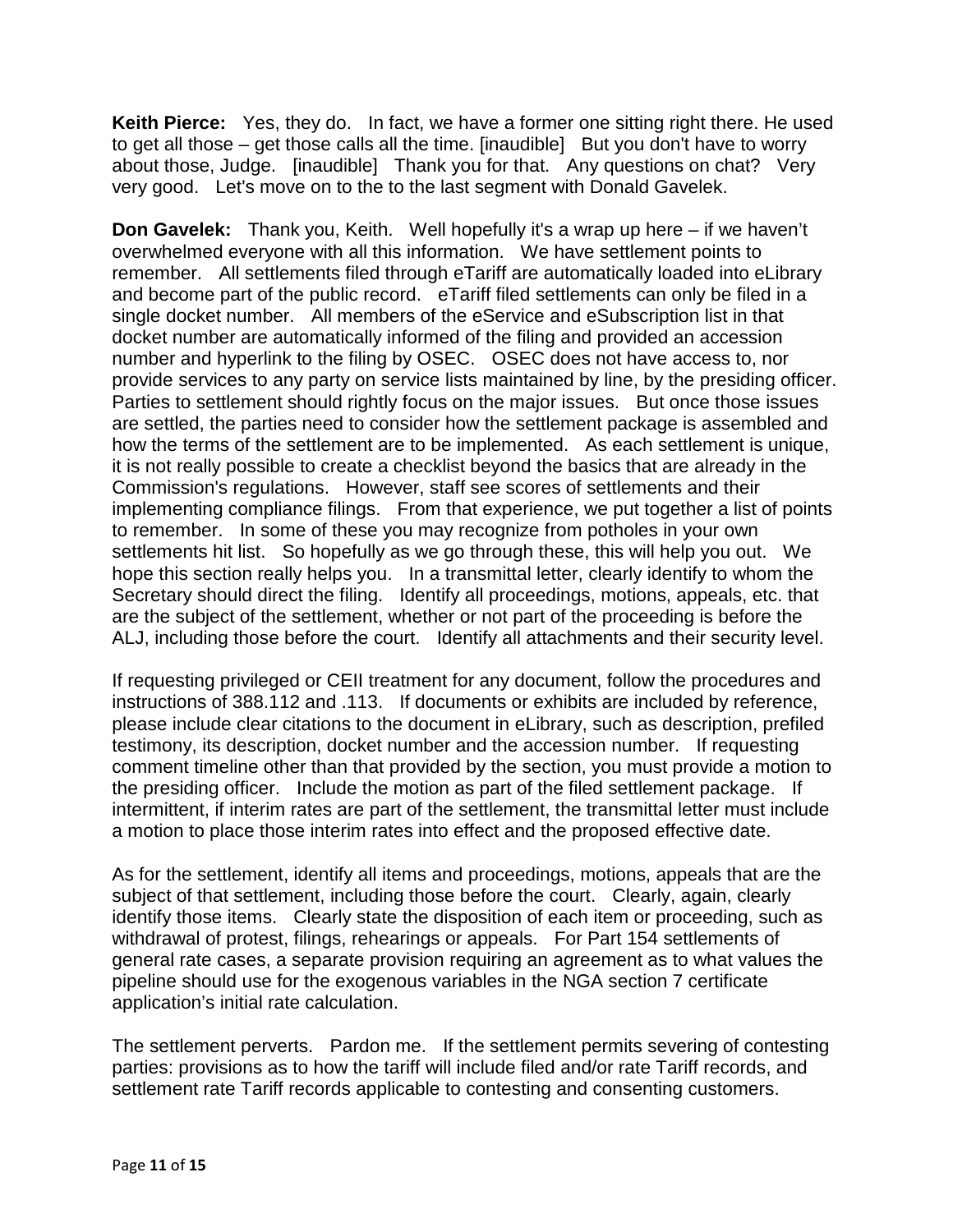**Keith Pierce:** Yes, they do. In fact, we have a former one sitting right there. He used to get all those – get those calls all the time. [inaudible] But you don't have to worry about those, Judge. [inaudible] Thank you for that. Any questions on chat? Very very good. Let's move on to the to the last segment with Donald Gavelek.

**Don Gavelek:** Thank you, Keith. Well hopefully it's a wrap up here – if we haven't overwhelmed everyone with all this information. We have settlement points to remember. All settlements filed through eTariff are automatically loaded into eLibrary and become part of the public record. eTariff filed settlements can only be filed in a single docket number. All members of the eService and eSubscription list in that docket number are automatically informed of the filing and provided an accession number and hyperlink to the filing by OSEC. OSEC does not have access to, nor provide services to any party on service lists maintained by line, by the presiding officer. Parties to settlement should rightly focus on the major issues. But once those issues are settled, the parties need to consider how the settlement package is assembled and how the terms of the settlement are to be implemented. As each settlement is unique, it is not really possible to create a checklist beyond the basics that are already in the Commission's regulations. However, staff see scores of settlements and their implementing compliance filings. From that experience, we put together a list of points to remember. In some of these you may recognize from potholes in your own settlements hit list. So hopefully as we go through these, this will help you out. We hope this section really helps you. In a transmittal letter, clearly identify to whom the Secretary should direct the filing. Identify all proceedings, motions, appeals, etc. that are the subject of the settlement, whether or not part of the proceeding is before the ALJ, including those before the court. Identify all attachments and their security level.

If requesting privileged or CEII treatment for any document, follow the procedures and instructions of 388.112 and .113. If documents or exhibits are included by reference, please include clear citations to the document in eLibrary, such as description, prefiled testimony, its description, docket number and the accession number. If requesting comment timeline other than that provided by the section, you must provide a motion to the presiding officer. Include the motion as part of the filed settlement package. If intermittent, if interim rates are part of the settlement, the transmittal letter must include a motion to place those interim rates into effect and the proposed effective date.

As for the settlement, identify all items and proceedings, motions, appeals that are the subject of that settlement, including those before the court. Clearly, again, clearly identify those items. Clearly state the disposition of each item or proceeding, such as withdrawal of protest, filings, rehearings or appeals. For Part 154 settlements of general rate cases, a separate provision requiring an agreement as to what values the pipeline should use for the exogenous variables in the NGA section 7 certificate application's initial rate calculation.

The settlement perverts. Pardon me. If the settlement permits severing of contesting parties: provisions as to how the tariff will include filed and/or rate Tariff records, and settlement rate Tariff records applicable to contesting and consenting customers.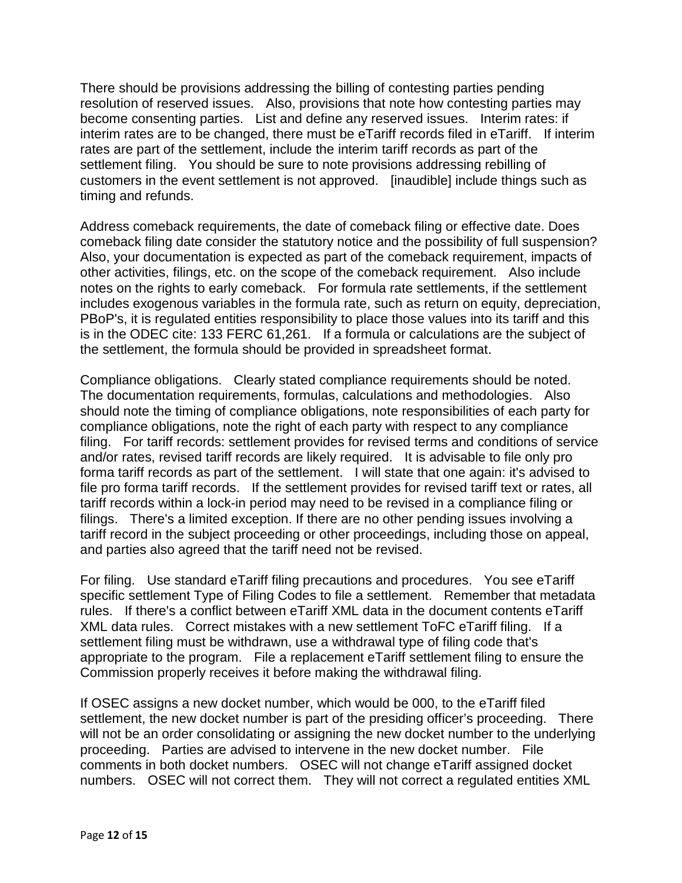There should be provisions addressing the billing of contesting parties pending resolution of reserved issues. Also, provisions that note how contesting parties may become consenting parties. List and define any reserved issues. Interim rates: if interim rates are to be changed, there must be eTariff records filed in eTariff. If interim rates are part of the settlement, include the interim tariff records as part of the settlement filing. You should be sure to note provisions addressing rebilling of customers in the event settlement is not approved. [inaudible] include things such as timing and refunds.

Address comeback requirements, the date of comeback filing or effective date. Does comeback filing date consider the statutory notice and the possibility of full suspension? Also, your documentation is expected as part of the comeback requirement, impacts of other activities, filings, etc. on the scope of the comeback requirement. Also include notes on the rights to early comeback. For formula rate settlements, if the settlement includes exogenous variables in the formula rate, such as return on equity, depreciation, PBoP's, it is regulated entities responsibility to place those values into its tariff and this is in the ODEC cite: 133 FERC 61,261. If a formula or calculations are the subject of the settlement, the formula should be provided in spreadsheet format.

Compliance obligations. Clearly stated compliance requirements should be noted. The documentation requirements, formulas, calculations and methodologies. Also should note the timing of compliance obligations, note responsibilities of each party for compliance obligations, note the right of each party with respect to any compliance filing. For tariff records: settlement provides for revised terms and conditions of service and/or rates, revised tariff records are likely required. It is advisable to file only pro forma tariff records as part of the settlement. I will state that one again: it's advised to file pro forma tariff records. If the settlement provides for revised tariff text or rates, all tariff records within a lock-in period may need to be revised in a compliance filing or filings. There's a limited exception. If there are no other pending issues involving a tariff record in the subject proceeding or other proceedings, including those on appeal, and parties also agreed that the tariff need not be revised.

For filing. Use standard eTariff filing precautions and procedures. You see eTariff specific settlement Type of Filing Codes to file a settlement. Remember that metadata rules. If there's a conflict between eTariff XML data in the document contents eTariff XML data rules. Correct mistakes with a new settlement ToFC eTariff filing. If a settlement filing must be withdrawn, use a withdrawal type of filing code that's appropriate to the program. File a replacement eTariff settlement filing to ensure the Commission properly receives it before making the withdrawal filing.

If OSEC assigns a new docket number, which would be 000, to the eTariff filed settlement, the new docket number is part of the presiding officer's proceeding. There will not be an order consolidating or assigning the new docket number to the underlying proceeding. Parties are advised to intervene in the new docket number. File comments in both docket numbers. OSEC will not change eTariff assigned docket numbers. OSEC will not correct them. They will not correct a regulated entities XML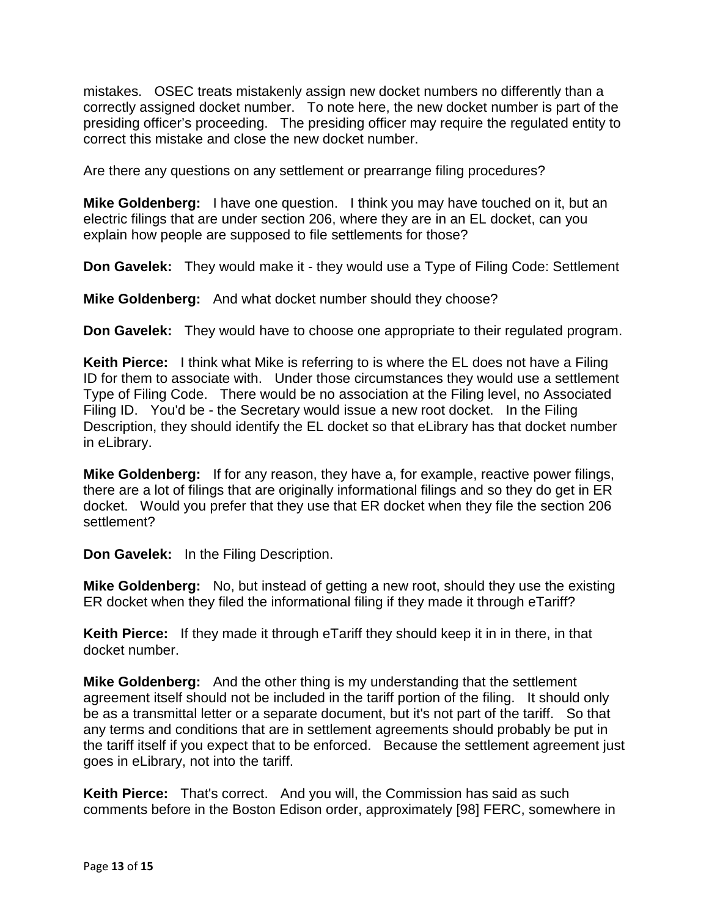mistakes. OSEC treats mistakenly assign new docket numbers no differently than a correctly assigned docket number. To note here, the new docket number is part of the presiding officer's proceeding. The presiding officer may require the regulated entity to correct this mistake and close the new docket number.

Are there any questions on any settlement or prearrange filing procedures?

**Mike Goldenberg:** I have one question. I think you may have touched on it, but an electric filings that are under section 206, where they are in an EL docket, can you explain how people are supposed to file settlements for those?

**Don Gavelek:** They would make it - they would use a Type of Filing Code: Settlement

**Mike Goldenberg:** And what docket number should they choose?

**Don Gavelek:** They would have to choose one appropriate to their regulated program.

**Keith Pierce:** I think what Mike is referring to is where the EL does not have a Filing ID for them to associate with. Under those circumstances they would use a settlement Type of Filing Code. There would be no association at the Filing level, no Associated Filing ID. You'd be - the Secretary would issue a new root docket. In the Filing Description, they should identify the EL docket so that eLibrary has that docket number in eLibrary.

**Mike Goldenberg:** If for any reason, they have a, for example, reactive power filings, there are a lot of filings that are originally informational filings and so they do get in ER docket. Would you prefer that they use that ER docket when they file the section 206 settlement?

**Don Gavelek:** In the Filing Description.

**Mike Goldenberg:** No, but instead of getting a new root, should they use the existing ER docket when they filed the informational filing if they made it through eTariff?

**Keith Pierce:** If they made it through eTariff they should keep it in in there, in that docket number.

**Mike Goldenberg:** And the other thing is my understanding that the settlement agreement itself should not be included in the tariff portion of the filing. It should only be as a transmittal letter or a separate document, but it's not part of the tariff. So that any terms and conditions that are in settlement agreements should probably be put in the tariff itself if you expect that to be enforced. Because the settlement agreement just goes in eLibrary, not into the tariff.

**Keith Pierce:** That's correct. And you will, the Commission has said as such comments before in the Boston Edison order, approximately [98] FERC, somewhere in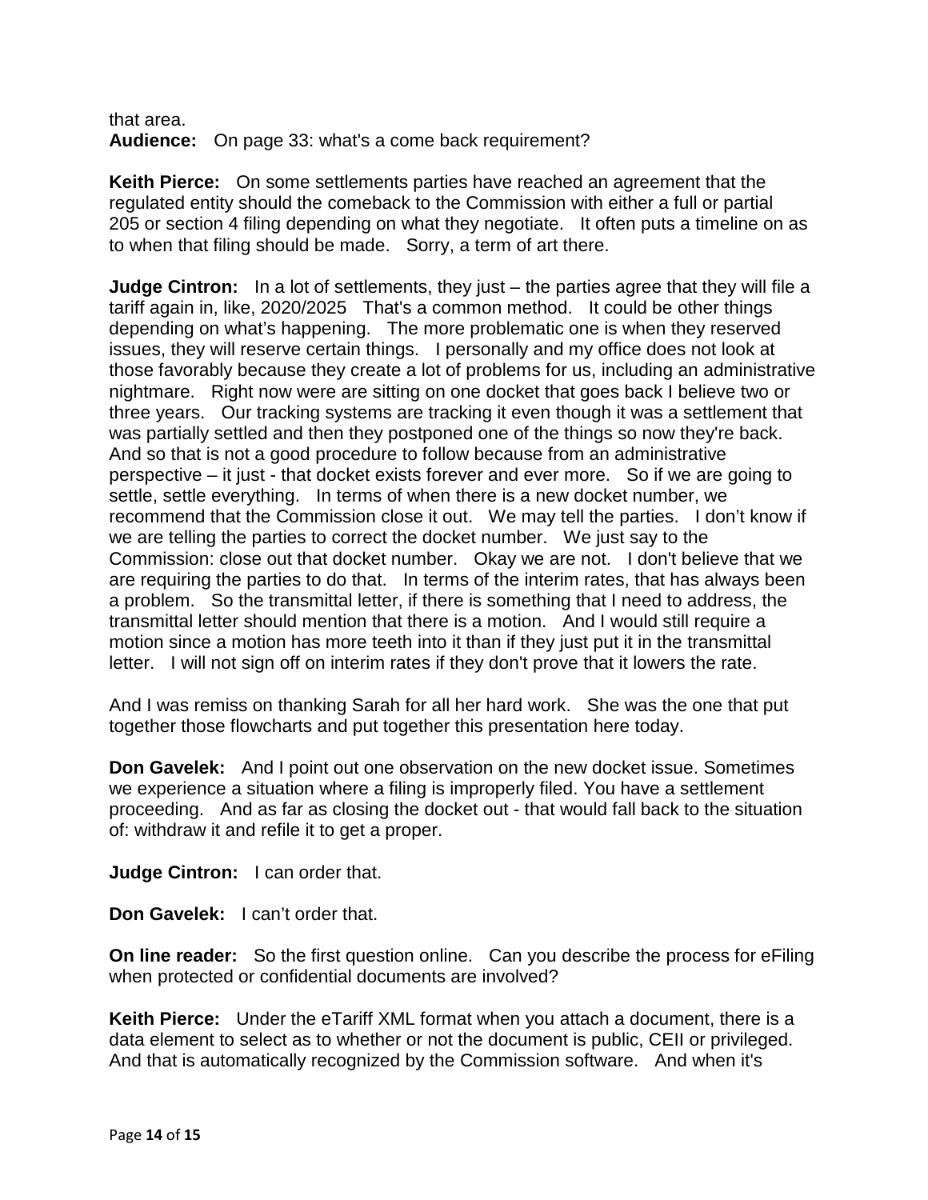that area.

**Audience:** On page 33: what's a come back requirement?

**Keith Pierce:** On some settlements parties have reached an agreement that the regulated entity should the comeback to the Commission with either a full or partial 205 or section 4 filing depending on what they negotiate. It often puts a timeline on as to when that filing should be made. Sorry, a term of art there.

**Judge Cintron:** In a lot of settlements, they just – the parties agree that they will file a tariff again in, like, 2020/2025 That's a common method. It could be other things depending on what's happening. The more problematic one is when they reserved issues, they will reserve certain things. I personally and my office does not look at those favorably because they create a lot of problems for us, including an administrative nightmare. Right now were are sitting on one docket that goes back I believe two or three years. Our tracking systems are tracking it even though it was a settlement that was partially settled and then they postponed one of the things so now they're back. And so that is not a good procedure to follow because from an administrative perspective – it just - that docket exists forever and ever more. So if we are going to settle, settle everything. In terms of when there is a new docket number, we recommend that the Commission close it out. We may tell the parties. I don't know if we are telling the parties to correct the docket number. We just say to the Commission: close out that docket number. Okay we are not. I don't believe that we are requiring the parties to do that. In terms of the interim rates, that has always been a problem. So the transmittal letter, if there is something that I need to address, the transmittal letter should mention that there is a motion. And I would still require a motion since a motion has more teeth into it than if they just put it in the transmittal letter. I will not sign off on interim rates if they don't prove that it lowers the rate.

And I was remiss on thanking Sarah for all her hard work. She was the one that put together those flowcharts and put together this presentation here today.

**Don Gavelek:** And I point out one observation on the new docket issue. Sometimes we experience a situation where a filing is improperly filed. You have a settlement proceeding. And as far as closing the docket out - that would fall back to the situation of: withdraw it and refile it to get a proper.

**Judge Cintron:** I can order that.

**Don Gavelek:** I can't order that.

**On line reader:** So the first question online. Can you describe the process for eFiling when protected or confidential documents are involved?

**Keith Pierce:** Under the eTariff XML format when you attach a document, there is a data element to select as to whether or not the document is public, CEII or privileged. And that is automatically recognized by the Commission software. And when it's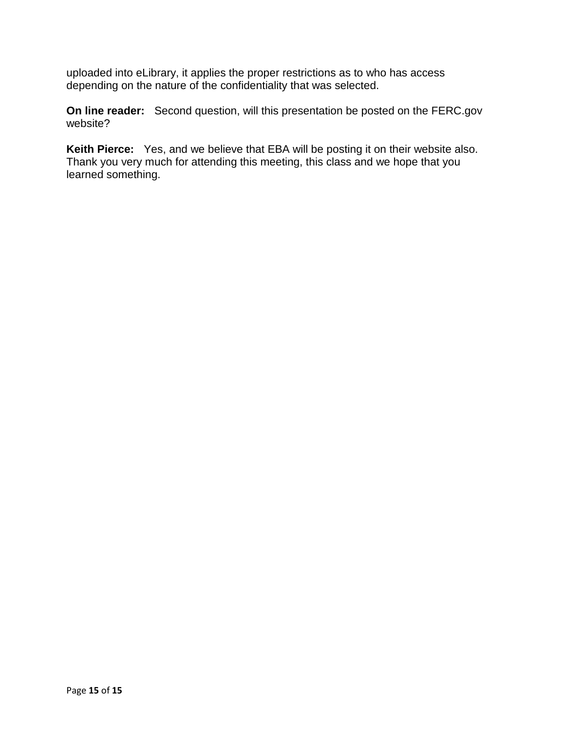uploaded into eLibrary, it applies the proper restrictions as to who has access depending on the nature of the confidentiality that was selected.

**On line reader:** Second question, will this presentation be posted on the FERC.gov website?

**Keith Pierce:** Yes, and we believe that EBA will be posting it on their website also. Thank you very much for attending this meeting, this class and we hope that you learned something.